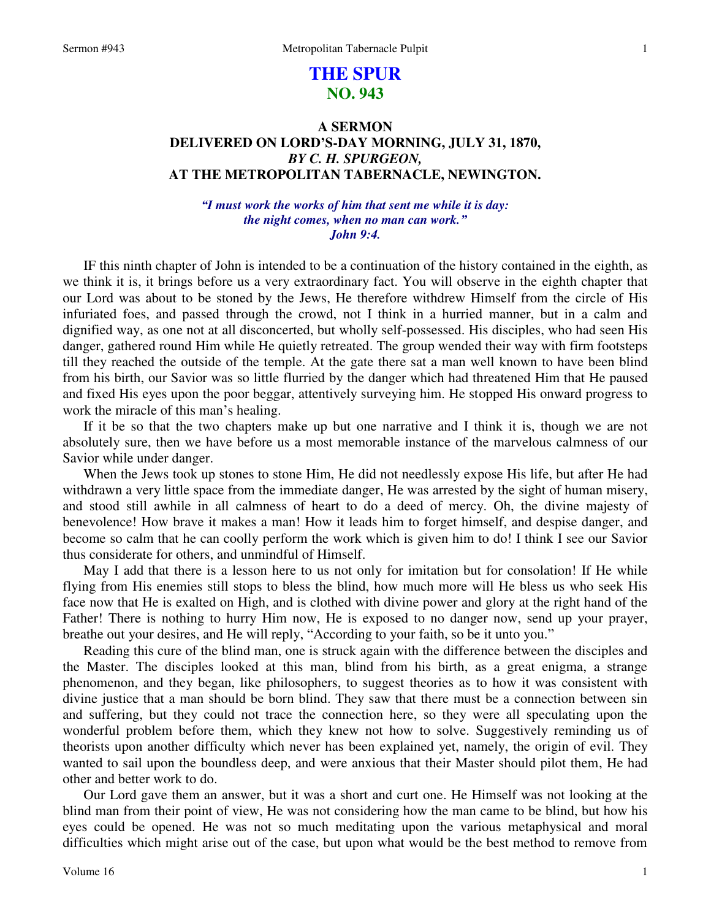# THE SPUR
## NO. 943

### A SERMON
### DELIVERED ON LORD'S-DAY MORNING, JULY 31, 1870,
### *BY C. H. SPURGEON,*
### AT THE METROPOLITAN TABERNACLE, NEWINGTON.

*"I must work the works of him that sent me while it is day: the night comes, when no man can work." John 9:4.*

IF this ninth chapter of John is intended to be a continuation of the history contained in the eighth, as we think it is, it brings before us a very extraordinary fact. You will observe in the eighth chapter that our Lord was about to be stoned by the Jews, He therefore withdrew Himself from the circle of His infuriated foes, and passed through the crowd, not I think in a hurried manner, but in a calm and dignified way, as one not at all disconcerted, but wholly self-possessed. His disciples, who had seen His danger, gathered round Him while He quietly retreated. The group wended their way with firm footsteps till they reached the outside of the temple. At the gate there sat a man well known to have been blind from his birth, our Savior was so little flurried by the danger which had threatened Him that He paused and fixed His eyes upon the poor beggar, attentively surveying him. He stopped His onward progress to work the miracle of this man's healing.

If it be so that the two chapters make up but one narrative and I think it is, though we are not absolutely sure, then we have before us a most memorable instance of the marvelous calmness of our Savior while under danger.

When the Jews took up stones to stone Him, He did not needlessly expose His life, but after He had withdrawn a very little space from the immediate danger, He was arrested by the sight of human misery, and stood still awhile in all calmness of heart to do a deed of mercy. Oh, the divine majesty of benevolence! How brave it makes a man! How it leads him to forget himself, and despise danger, and become so calm that he can coolly perform the work which is given him to do! I think I see our Savior thus considerate for others, and unmindful of Himself.

May I add that there is a lesson here to us not only for imitation but for consolation! If He while flying from His enemies still stops to bless the blind, how much more will He bless us who seek His face now that He is exalted on High, and is clothed with divine power and glory at the right hand of the Father! There is nothing to hurry Him now, He is exposed to no danger now, send up your prayer, breathe out your desires, and He will reply, "According to your faith, so be it unto you."

Reading this cure of the blind man, one is struck again with the difference between the disciples and the Master. The disciples looked at this man, blind from his birth, as a great enigma, a strange phenomenon, and they began, like philosophers, to suggest theories as to how it was consistent with divine justice that a man should be born blind. They saw that there must be a connection between sin and suffering, but they could not trace the connection here, so they were all speculating upon the wonderful problem before them, which they knew not how to solve. Suggestively reminding us of theorists upon another difficulty which never has been explained yet, namely, the origin of evil. They wanted to sail upon the boundless deep, and were anxious that their Master should pilot them, He had other and better work to do.

Our Lord gave them an answer, but it was a short and curt one. He Himself was not looking at the blind man from their point of view, He was not considering how the man came to be blind, but how his eyes could be opened. He was not so much meditating upon the various metaphysical and moral difficulties which might arise out of the case, but upon what would be the best method to remove from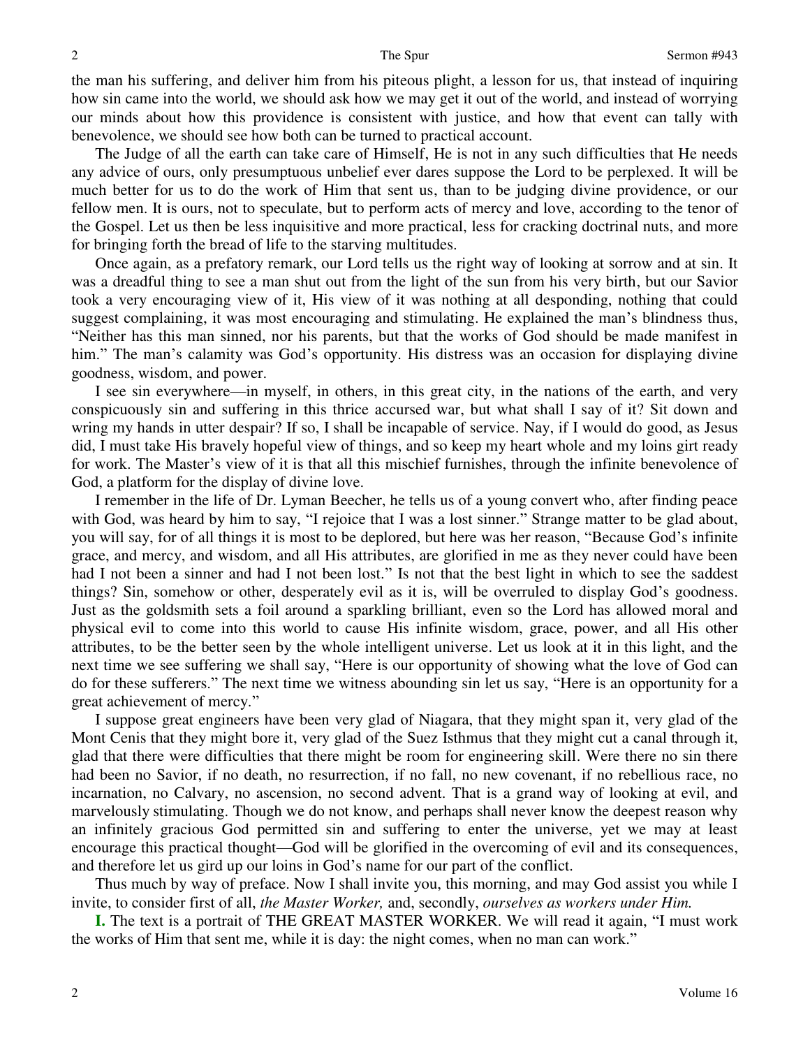the man his suffering, and deliver him from his piteous plight, a lesson for us, that instead of inquiring how sin came into the world, we should ask how we may get it out of the world, and instead of worrying our minds about how this providence is consistent with justice, and how that event can tally with benevolence, we should see how both can be turned to practical account.

The Judge of all the earth can take care of Himself, He is not in any such difficulties that He needs any advice of ours, only presumptuous unbelief ever dares suppose the Lord to be perplexed. It will be much better for us to do the work of Him that sent us, than to be judging divine providence, or our fellow men. It is ours, not to speculate, but to perform acts of mercy and love, according to the tenor of the Gospel. Let us then be less inquisitive and more practical, less for cracking doctrinal nuts, and more for bringing forth the bread of life to the starving multitudes.

Once again, as a prefatory remark, our Lord tells us the right way of looking at sorrow and at sin. It was a dreadful thing to see a man shut out from the light of the sun from his very birth, but our Savior took a very encouraging view of it, His view of it was nothing at all desponding, nothing that could suggest complaining, it was most encouraging and stimulating. He explained the man's blindness thus, "Neither has this man sinned, nor his parents, but that the works of God should be made manifest in him." The man's calamity was God's opportunity. His distress was an occasion for displaying divine goodness, wisdom, and power.

I see sin everywhere—in myself, in others, in this great city, in the nations of the earth, and very conspicuously sin and suffering in this thrice accursed war, but what shall I say of it? Sit down and wring my hands in utter despair? If so, I shall be incapable of service. Nay, if I would do good, as Jesus did, I must take His bravely hopeful view of things, and so keep my heart whole and my loins girt ready for work. The Master's view of it is that all this mischief furnishes, through the infinite benevolence of God, a platform for the display of divine love.

I remember in the life of Dr. Lyman Beecher, he tells us of a young convert who, after finding peace with God, was heard by him to say, "I rejoice that I was a lost sinner." Strange matter to be glad about, you will say, for of all things it is most to be deplored, but here was her reason, "Because God's infinite grace, and mercy, and wisdom, and all His attributes, are glorified in me as they never could have been had I not been a sinner and had I not been lost." Is not that the best light in which to see the saddest things? Sin, somehow or other, desperately evil as it is, will be overruled to display God's goodness. Just as the goldsmith sets a foil around a sparkling brilliant, even so the Lord has allowed moral and physical evil to come into this world to cause His infinite wisdom, grace, power, and all His other attributes, to be the better seen by the whole intelligent universe. Let us look at it in this light, and the next time we see suffering we shall say, "Here is our opportunity of showing what the love of God can do for these sufferers." The next time we witness abounding sin let us say, "Here is an opportunity for a great achievement of mercy."

I suppose great engineers have been very glad of Niagara, that they might span it, very glad of the Mont Cenis that they might bore it, very glad of the Suez Isthmus that they might cut a canal through it, glad that there were difficulties that there might be room for engineering skill. Were there no sin there had been no Savior, if no death, no resurrection, if no fall, no new covenant, if no rebellious race, no incarnation, no Calvary, no ascension, no second advent. That is a grand way of looking at evil, and marvelously stimulating. Though we do not know, and perhaps shall never know the deepest reason why an infinitely gracious God permitted sin and suffering to enter the universe, yet we may at least encourage this practical thought—God will be glorified in the overcoming of evil and its consequences, and therefore let us gird up our loins in God's name for our part of the conflict.

Thus much by way of preface. Now I shall invite you, this morning, and may God assist you while I invite, to consider first of all, *the Master Worker,* and, secondly, *ourselves as workers under Him.*

**I.** The text is a portrait of THE GREAT MASTER WORKER. We will read it again, "I must work the works of Him that sent me, while it is day: the night comes, when no man can work."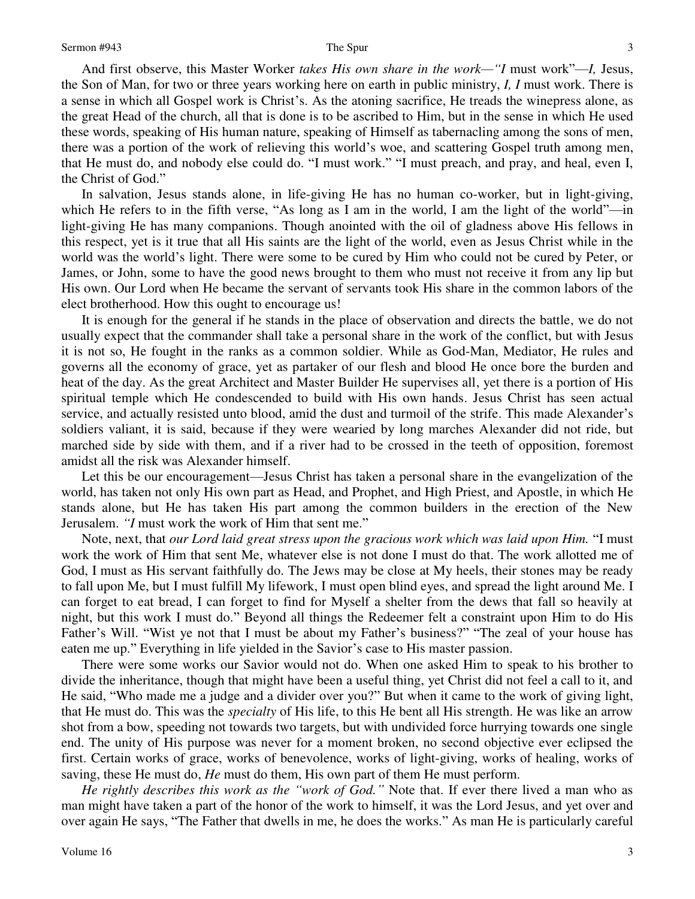And first observe, this Master Worker *takes His own share in the work—"I* must work"—*I,* Jesus, the Son of Man, for two or three years working here on earth in public ministry, *I, I* must work. There is a sense in which all Gospel work is Christ's. As the atoning sacrifice, He treads the winepress alone, as the great Head of the church, all that is done is to be ascribed to Him, but in the sense in which He used these words, speaking of His human nature, speaking of Himself as tabernacling among the sons of men, there was a portion of the work of relieving this world's woe, and scattering Gospel truth among men, that He must do, and nobody else could do. "I must work." "I must preach, and pray, and heal, even I, the Christ of God."

In salvation, Jesus stands alone, in life-giving He has no human co-worker, but in light-giving, which He refers to in the fifth verse, "As long as I am in the world, I am the light of the world"—in light-giving He has many companions. Though anointed with the oil of gladness above His fellows in this respect, yet is it true that all His saints are the light of the world, even as Jesus Christ while in the world was the world's light. There were some to be cured by Him who could not be cured by Peter, or James, or John, some to have the good news brought to them who must not receive it from any lip but His own. Our Lord when He became the servant of servants took His share in the common labors of the elect brotherhood. How this ought to encourage us!

It is enough for the general if he stands in the place of observation and directs the battle, we do not usually expect that the commander shall take a personal share in the work of the conflict, but with Jesus it is not so, He fought in the ranks as a common soldier. While as God-Man, Mediator, He rules and governs all the economy of grace, yet as partaker of our flesh and blood He once bore the burden and heat of the day. As the great Architect and Master Builder He supervises all, yet there is a portion of His spiritual temple which He condescended to build with His own hands. Jesus Christ has seen actual service, and actually resisted unto blood, amid the dust and turmoil of the strife. This made Alexander's soldiers valiant, it is said, because if they were wearied by long marches Alexander did not ride, but marched side by side with them, and if a river had to be crossed in the teeth of opposition, foremost amidst all the risk was Alexander himself.

Let this be our encouragement—Jesus Christ has taken a personal share in the evangelization of the world, has taken not only His own part as Head, and Prophet, and High Priest, and Apostle, in which He stands alone, but He has taken His part among the common builders in the erection of the New Jerusalem. *"I* must work the work of Him that sent me."

Note, next, that *our Lord laid great stress upon the gracious work which was laid upon Him.* "I must work the work of Him that sent Me, whatever else is not done I must do that. The work allotted me of God, I must as His servant faithfully do. The Jews may be close at My heels, their stones may be ready to fall upon Me, but I must fulfill My lifework, I must open blind eyes, and spread the light around Me. I can forget to eat bread, I can forget to find for Myself a shelter from the dews that fall so heavily at night, but this work I must do." Beyond all things the Redeemer felt a constraint upon Him to do His Father's Will. "Wist ye not that I must be about my Father's business?" "The zeal of your house has eaten me up." Everything in life yielded in the Savior's case to His master passion.

There were some works our Savior would not do. When one asked Him to speak to his brother to divide the inheritance, though that might have been a useful thing, yet Christ did not feel a call to it, and He said, "Who made me a judge and a divider over you?" But when it came to the work of giving light, that He must do. This was the *specialty* of His life, to this He bent all His strength. He was like an arrow shot from a bow, speeding not towards two targets, but with undivided force hurrying towards one single end. The unity of His purpose was never for a moment broken, no second objective ever eclipsed the first. Certain works of grace, works of benevolence, works of light-giving, works of healing, works of saving, these He must do, *He* must do them, His own part of them He must perform.

*He rightly describes this work as the "work of God."* Note that. If ever there lived a man who as man might have taken a part of the honor of the work to himself, it was the Lord Jesus, and yet over and over again He says, "The Father that dwells in me, he does the works." As man He is particularly careful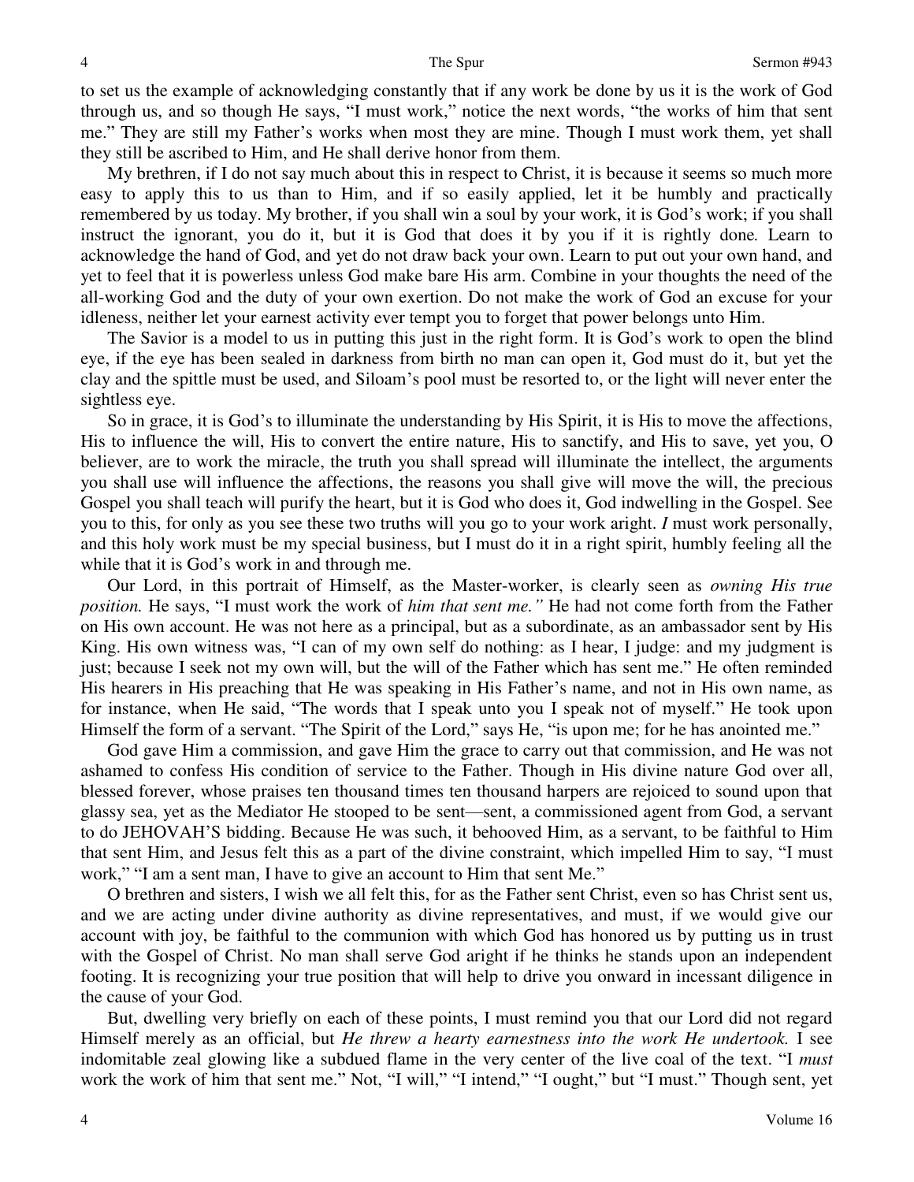to set us the example of acknowledging constantly that if any work be done by us it is the work of God through us, and so though He says, "I must work," notice the next words, "the works of him that sent me." They are still my Father's works when most they are mine. Though I must work them, yet shall they still be ascribed to Him, and He shall derive honor from them.

My brethren, if I do not say much about this in respect to Christ, it is because it seems so much more easy to apply this to us than to Him, and if so easily applied, let it be humbly and practically remembered by us today. My brother, if you shall win a soul by your work, it is God's work; if you shall instruct the ignorant, you do it, but it is God that does it by you if it is rightly done*.* Learn to acknowledge the hand of God, and yet do not draw back your own. Learn to put out your own hand, and yet to feel that it is powerless unless God make bare His arm. Combine in your thoughts the need of the all-working God and the duty of your own exertion. Do not make the work of God an excuse for your idleness, neither let your earnest activity ever tempt you to forget that power belongs unto Him.

The Savior is a model to us in putting this just in the right form. It is God's work to open the blind eye, if the eye has been sealed in darkness from birth no man can open it, God must do it, but yet the clay and the spittle must be used, and Siloam's pool must be resorted to, or the light will never enter the sightless eye.

So in grace, it is God's to illuminate the understanding by His Spirit, it is His to move the affections, His to influence the will, His to convert the entire nature, His to sanctify, and His to save, yet you, O believer, are to work the miracle, the truth you shall spread will illuminate the intellect, the arguments you shall use will influence the affections, the reasons you shall give will move the will, the precious Gospel you shall teach will purify the heart, but it is God who does it, God indwelling in the Gospel. See you to this, for only as you see these two truths will you go to your work aright. *I* must work personally, and this holy work must be my special business, but I must do it in a right spirit, humbly feeling all the while that it is God's work in and through me.

Our Lord, in this portrait of Himself, as the Master-worker, is clearly seen as *owning His true position.* He says, "I must work the work of *him that sent me."* He had not come forth from the Father on His own account. He was not here as a principal, but as a subordinate, as an ambassador sent by His King. His own witness was, "I can of my own self do nothing: as I hear, I judge: and my judgment is just; because I seek not my own will, but the will of the Father which has sent me." He often reminded His hearers in His preaching that He was speaking in His Father's name, and not in His own name, as for instance, when He said, "The words that I speak unto you I speak not of myself." He took upon Himself the form of a servant. "The Spirit of the Lord," says He, "is upon me; for he has anointed me."

God gave Him a commission, and gave Him the grace to carry out that commission, and He was not ashamed to confess His condition of service to the Father. Though in His divine nature God over all, blessed forever, whose praises ten thousand times ten thousand harpers are rejoiced to sound upon that glassy sea, yet as the Mediator He stooped to be sent—sent, a commissioned agent from God, a servant to do JEHOVAH'S bidding. Because He was such, it behooved Him, as a servant, to be faithful to Him that sent Him, and Jesus felt this as a part of the divine constraint, which impelled Him to say, "I must work," "I am a sent man, I have to give an account to Him that sent Me."

O brethren and sisters, I wish we all felt this, for as the Father sent Christ, even so has Christ sent us, and we are acting under divine authority as divine representatives, and must, if we would give our account with joy, be faithful to the communion with which God has honored us by putting us in trust with the Gospel of Christ. No man shall serve God aright if he thinks he stands upon an independent footing. It is recognizing your true position that will help to drive you onward in incessant diligence in the cause of your God.

But, dwelling very briefly on each of these points, I must remind you that our Lord did not regard Himself merely as an official, but *He threw a hearty earnestness into the work He undertook.* I see indomitable zeal glowing like a subdued flame in the very center of the live coal of the text. "I *must* work the work of him that sent me." Not, "I will," "I intend," "I ought," but "I must." Though sent, yet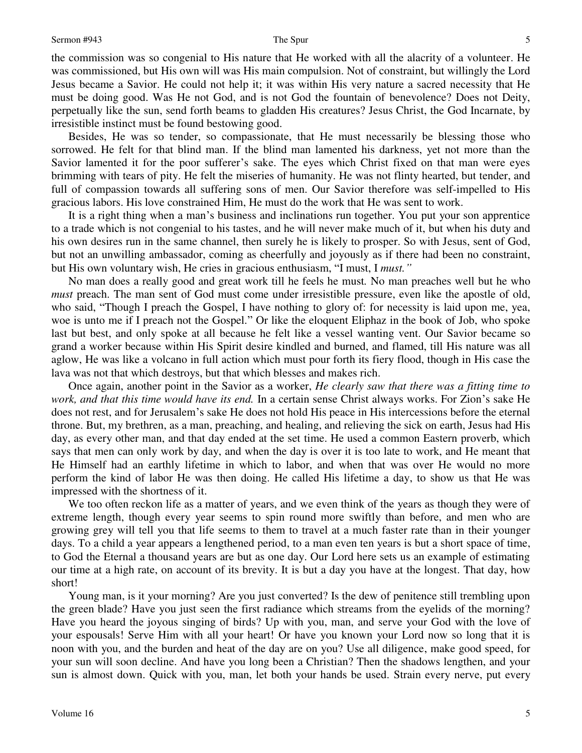the commission was so congenial to His nature that He worked with all the alacrity of a volunteer. He was commissioned, but His own will was His main compulsion. Not of constraint, but willingly the Lord Jesus became a Savior. He could not help it; it was within His very nature a sacred necessity that He must be doing good. Was He not God, and is not God the fountain of benevolence? Does not Deity, perpetually like the sun, send forth beams to gladden His creatures? Jesus Christ, the God Incarnate, by irresistible instinct must be found bestowing good.

Besides, He was so tender, so compassionate, that He must necessarily be blessing those who sorrowed. He felt for that blind man. If the blind man lamented his darkness, yet not more than the Savior lamented it for the poor sufferer's sake. The eyes which Christ fixed on that man were eyes brimming with tears of pity. He felt the miseries of humanity. He was not flinty hearted, but tender, and full of compassion towards all suffering sons of men. Our Savior therefore was self-impelled to His gracious labors. His love constrained Him, He must do the work that He was sent to work.

It is a right thing when a man's business and inclinations run together. You put your son apprentice to a trade which is not congenial to his tastes, and he will never make much of it, but when his duty and his own desires run in the same channel, then surely he is likely to prosper. So with Jesus, sent of God, but not an unwilling ambassador, coming as cheerfully and joyously as if there had been no constraint, but His own voluntary wish, He cries in gracious enthusiasm, "I must, I *must."*

No man does a really good and great work till he feels he must. No man preaches well but he who *must* preach. The man sent of God must come under irresistible pressure, even like the apostle of old, who said, "Though I preach the Gospel, I have nothing to glory of: for necessity is laid upon me, yea, woe is unto me if I preach not the Gospel." Or like the eloquent Eliphaz in the book of Job, who spoke last but best, and only spoke at all because he felt like a vessel wanting vent. Our Savior became so grand a worker because within His Spirit desire kindled and burned, and flamed, till His nature was all aglow, He was like a volcano in full action which must pour forth its fiery flood, though in His case the lava was not that which destroys, but that which blesses and makes rich.

Once again, another point in the Savior as a worker, *He clearly saw that there was a fitting time to work, and that this time would have its end.* In a certain sense Christ always works. For Zion's sake He does not rest, and for Jerusalem's sake He does not hold His peace in His intercessions before the eternal throne. But, my brethren, as a man, preaching, and healing, and relieving the sick on earth, Jesus had His day, as every other man, and that day ended at the set time. He used a common Eastern proverb, which says that men can only work by day, and when the day is over it is too late to work, and He meant that He Himself had an earthly lifetime in which to labor, and when that was over He would no more perform the kind of labor He was then doing. He called His lifetime a day, to show us that He was impressed with the shortness of it.

We too often reckon life as a matter of years, and we even think of the years as though they were of extreme length, though every year seems to spin round more swiftly than before, and men who are growing grey will tell you that life seems to them to travel at a much faster rate than in their younger days. To a child a year appears a lengthened period, to a man even ten years is but a short space of time, to God the Eternal a thousand years are but as one day. Our Lord here sets us an example of estimating our time at a high rate, on account of its brevity. It is but a day you have at the longest. That day, how short!

Young man, is it your morning? Are you just converted? Is the dew of penitence still trembling upon the green blade? Have you just seen the first radiance which streams from the eyelids of the morning? Have you heard the joyous singing of birds? Up with you, man, and serve your God with the love of your espousals! Serve Him with all your heart! Or have you known your Lord now so long that it is noon with you, and the burden and heat of the day are on you? Use all diligence, make good speed, for your sun will soon decline. And have you long been a Christian? Then the shadows lengthen, and your sun is almost down. Quick with you, man, let both your hands be used. Strain every nerve, put every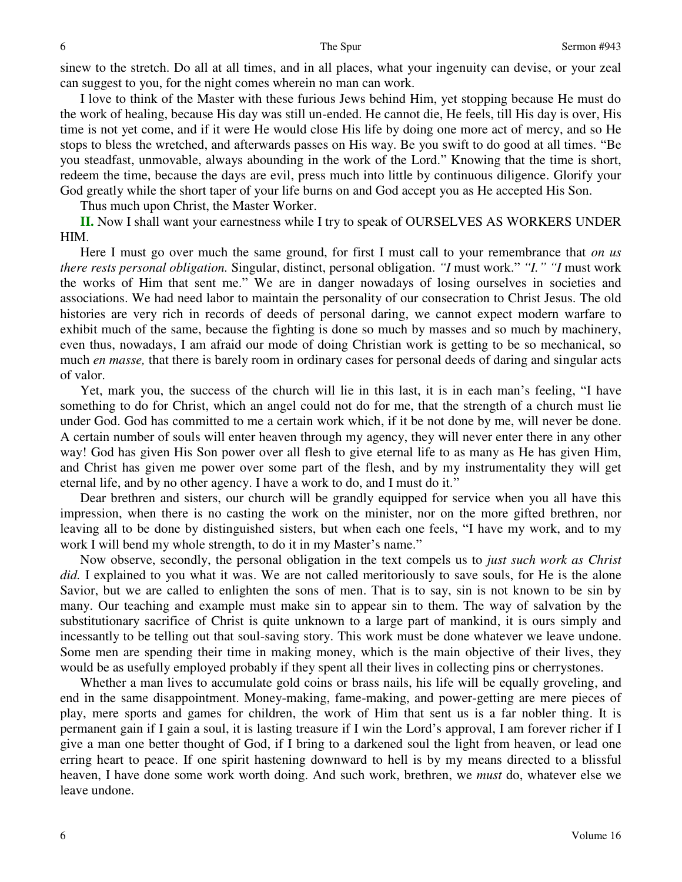sinew to the stretch. Do all at all times, and in all places, what your ingenuity can devise, or your zeal can suggest to you, for the night comes wherein no man can work.

I love to think of the Master with these furious Jews behind Him, yet stopping because He must do the work of healing, because His day was still un-ended. He cannot die, He feels, till His day is over, His time is not yet come, and if it were He would close His life by doing one more act of mercy, and so He stops to bless the wretched, and afterwards passes on His way. Be you swift to do good at all times. "Be you steadfast, unmovable, always abounding in the work of the Lord." Knowing that the time is short, redeem the time, because the days are evil, press much into little by continuous diligence. Glorify your God greatly while the short taper of your life burns on and God accept you as He accepted His Son.

Thus much upon Christ, the Master Worker.

**II.** Now I shall want your earnestness while I try to speak of OURSELVES AS WORKERS UNDER HIM.

Here I must go over much the same ground, for first I must call to your remembrance that *on us there rests personal obligation.* Singular, distinct, personal obligation. *"I* must work." *"I." "I* must work the works of Him that sent me." We are in danger nowadays of losing ourselves in societies and associations. We had need labor to maintain the personality of our consecration to Christ Jesus. The old histories are very rich in records of deeds of personal daring, we cannot expect modern warfare to exhibit much of the same, because the fighting is done so much by masses and so much by machinery, even thus, nowadays, I am afraid our mode of doing Christian work is getting to be so mechanical, so much *en masse,* that there is barely room in ordinary cases for personal deeds of daring and singular acts of valor.

Yet, mark you, the success of the church will lie in this last, it is in each man's feeling, "I have something to do for Christ, which an angel could not do for me, that the strength of a church must lie under God. God has committed to me a certain work which, if it be not done by me, will never be done. A certain number of souls will enter heaven through my agency, they will never enter there in any other way! God has given His Son power over all flesh to give eternal life to as many as He has given Him, and Christ has given me power over some part of the flesh, and by my instrumentality they will get eternal life, and by no other agency. I have a work to do, and I must do it."

Dear brethren and sisters, our church will be grandly equipped for service when you all have this impression, when there is no casting the work on the minister, nor on the more gifted brethren, nor leaving all to be done by distinguished sisters, but when each one feels, "I have my work, and to my work I will bend my whole strength, to do it in my Master's name."

Now observe, secondly, the personal obligation in the text compels us to *just such work as Christ did.* I explained to you what it was. We are not called meritoriously to save souls, for He is the alone Savior, but we are called to enlighten the sons of men. That is to say, sin is not known to be sin by many. Our teaching and example must make sin to appear sin to them. The way of salvation by the substitutionary sacrifice of Christ is quite unknown to a large part of mankind, it is ours simply and incessantly to be telling out that soul-saving story. This work must be done whatever we leave undone. Some men are spending their time in making money, which is the main objective of their lives, they would be as usefully employed probably if they spent all their lives in collecting pins or cherrystones.

Whether a man lives to accumulate gold coins or brass nails, his life will be equally groveling, and end in the same disappointment. Money-making, fame-making, and power-getting are mere pieces of play, mere sports and games for children, the work of Him that sent us is a far nobler thing. It is permanent gain if I gain a soul, it is lasting treasure if I win the Lord's approval, I am forever richer if I give a man one better thought of God, if I bring to a darkened soul the light from heaven, or lead one erring heart to peace. If one spirit hastening downward to hell is by my means directed to a blissful heaven, I have done some work worth doing. And such work, brethren, we *must* do, whatever else we leave undone.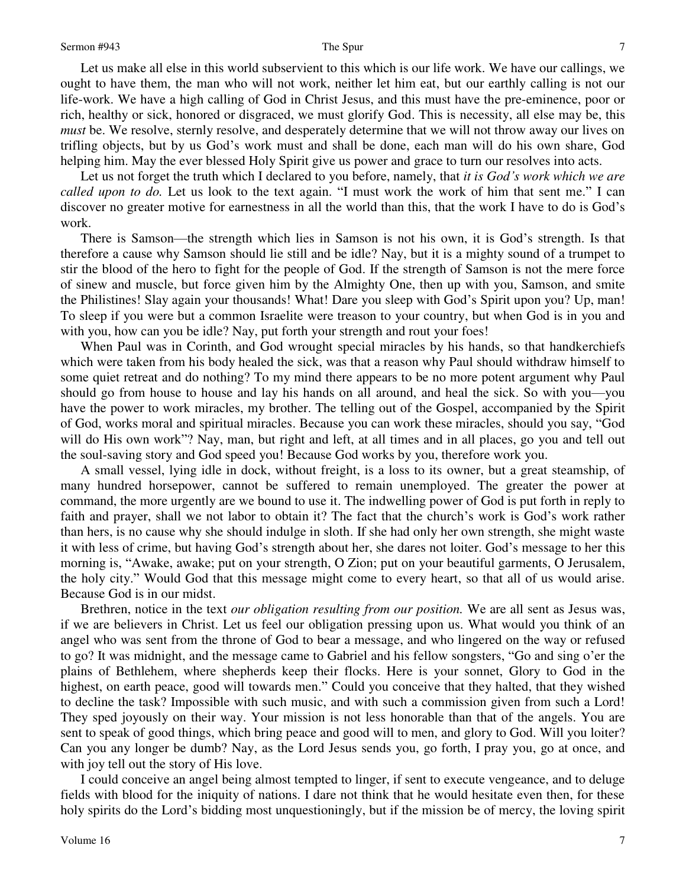Let us make all else in this world subservient to this which is our life work. We have our callings, we ought to have them, the man who will not work, neither let him eat, but our earthly calling is not our life-work. We have a high calling of God in Christ Jesus, and this must have the pre-eminence, poor or rich, healthy or sick, honored or disgraced, we must glorify God. This is necessity, all else may be, this *must* be. We resolve, sternly resolve, and desperately determine that we will not throw away our lives on trifling objects, but by us God's work must and shall be done, each man will do his own share, God helping him. May the ever blessed Holy Spirit give us power and grace to turn our resolves into acts.

Let us not forget the truth which I declared to you before, namely, that *it is God's work which we are called upon to do.* Let us look to the text again. "I must work the work of him that sent me." I can discover no greater motive for earnestness in all the world than this, that the work I have to do is God's work.

There is Samson—the strength which lies in Samson is not his own, it is God's strength. Is that therefore a cause why Samson should lie still and be idle? Nay, but it is a mighty sound of a trumpet to stir the blood of the hero to fight for the people of God. If the strength of Samson is not the mere force of sinew and muscle, but force given him by the Almighty One, then up with you, Samson, and smite the Philistines! Slay again your thousands! What! Dare you sleep with God's Spirit upon you? Up, man! To sleep if you were but a common Israelite were treason to your country, but when God is in you and with you, how can you be idle? Nay, put forth your strength and rout your foes!

When Paul was in Corinth, and God wrought special miracles by his hands, so that handkerchiefs which were taken from his body healed the sick, was that a reason why Paul should withdraw himself to some quiet retreat and do nothing? To my mind there appears to be no more potent argument why Paul should go from house to house and lay his hands on all around, and heal the sick. So with you—you have the power to work miracles, my brother. The telling out of the Gospel, accompanied by the Spirit of God, works moral and spiritual miracles. Because you can work these miracles, should you say, "God will do His own work"? Nay, man, but right and left, at all times and in all places, go you and tell out the soul-saving story and God speed you! Because God works by you, therefore work you.

A small vessel, lying idle in dock, without freight, is a loss to its owner, but a great steamship, of many hundred horsepower, cannot be suffered to remain unemployed. The greater the power at command, the more urgently are we bound to use it. The indwelling power of God is put forth in reply to faith and prayer, shall we not labor to obtain it? The fact that the church's work is God's work rather than hers, is no cause why she should indulge in sloth. If she had only her own strength, she might waste it with less of crime, but having God's strength about her, she dares not loiter. God's message to her this morning is, "Awake, awake; put on your strength, O Zion; put on your beautiful garments, O Jerusalem, the holy city." Would God that this message might come to every heart, so that all of us would arise. Because God is in our midst.

Brethren, notice in the text *our obligation resulting from our position.* We are all sent as Jesus was, if we are believers in Christ. Let us feel our obligation pressing upon us. What would you think of an angel who was sent from the throne of God to bear a message, and who lingered on the way or refused to go? It was midnight, and the message came to Gabriel and his fellow songsters, "Go and sing o'er the plains of Bethlehem, where shepherds keep their flocks. Here is your sonnet, Glory to God in the highest, on earth peace, good will towards men." Could you conceive that they halted, that they wished to decline the task? Impossible with such music, and with such a commission given from such a Lord! They sped joyously on their way. Your mission is not less honorable than that of the angels. You are sent to speak of good things, which bring peace and good will to men, and glory to God. Will you loiter? Can you any longer be dumb? Nay, as the Lord Jesus sends you, go forth, I pray you, go at once, and with joy tell out the story of His love.

I could conceive an angel being almost tempted to linger, if sent to execute vengeance, and to deluge fields with blood for the iniquity of nations. I dare not think that he would hesitate even then, for these holy spirits do the Lord's bidding most unquestioningly, but if the mission be of mercy, the loving spirit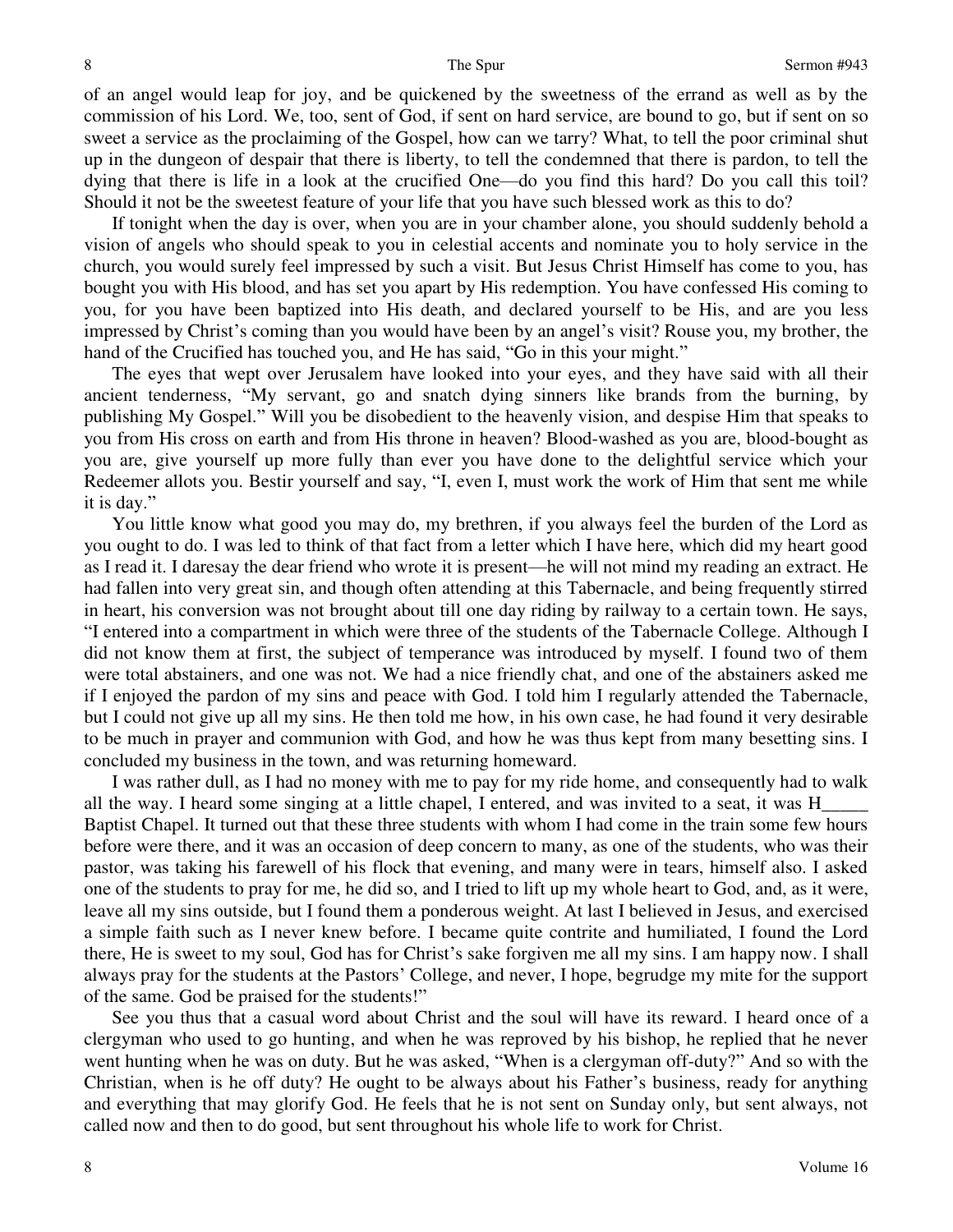of an angel would leap for joy, and be quickened by the sweetness of the errand as well as by the commission of his Lord. We, too, sent of God, if sent on hard service, are bound to go, but if sent on so sweet a service as the proclaiming of the Gospel, how can we tarry? What, to tell the poor criminal shut up in the dungeon of despair that there is liberty, to tell the condemned that there is pardon, to tell the dying that there is life in a look at the crucified One—do you find this hard? Do you call this toil? Should it not be the sweetest feature of your life that you have such blessed work as this to do?

If tonight when the day is over, when you are in your chamber alone, you should suddenly behold a vision of angels who should speak to you in celestial accents and nominate you to holy service in the church, you would surely feel impressed by such a visit. But Jesus Christ Himself has come to you, has bought you with His blood, and has set you apart by His redemption. You have confessed His coming to you, for you have been baptized into His death, and declared yourself to be His, and are you less impressed by Christ's coming than you would have been by an angel's visit? Rouse you, my brother, the hand of the Crucified has touched you, and He has said, "Go in this your might."

The eyes that wept over Jerusalem have looked into your eyes, and they have said with all their ancient tenderness, "My servant, go and snatch dying sinners like brands from the burning, by publishing My Gospel." Will you be disobedient to the heavenly vision, and despise Him that speaks to you from His cross on earth and from His throne in heaven? Blood-washed as you are, blood-bought as you are, give yourself up more fully than ever you have done to the delightful service which your Redeemer allots you. Bestir yourself and say, "I, even I, must work the work of Him that sent me while it is day."

You little know what good you may do, my brethren, if you always feel the burden of the Lord as you ought to do. I was led to think of that fact from a letter which I have here, which did my heart good as I read it. I daresay the dear friend who wrote it is present—he will not mind my reading an extract. He had fallen into very great sin, and though often attending at this Tabernacle, and being frequently stirred in heart, his conversion was not brought about till one day riding by railway to a certain town. He says, "I entered into a compartment in which were three of the students of the Tabernacle College. Although I did not know them at first, the subject of temperance was introduced by myself. I found two of them were total abstainers, and one was not. We had a nice friendly chat, and one of the abstainers asked me if I enjoyed the pardon of my sins and peace with God. I told him I regularly attended the Tabernacle, but I could not give up all my sins. He then told me how, in his own case, he had found it very desirable to be much in prayer and communion with God, and how he was thus kept from many besetting sins. I concluded my business in the town, and was returning homeward.

I was rather dull, as I had no money with me to pay for my ride home, and consequently had to walk all the way. I heard some singing at a little chapel, I entered, and was invited to a seat, it was H_____ Baptist Chapel. It turned out that these three students with whom I had come in the train some few hours before were there, and it was an occasion of deep concern to many, as one of the students, who was their pastor, was taking his farewell of his flock that evening, and many were in tears, himself also. I asked one of the students to pray for me, he did so, and I tried to lift up my whole heart to God, and, as it were, leave all my sins outside, but I found them a ponderous weight. At last I believed in Jesus, and exercised a simple faith such as I never knew before. I became quite contrite and humiliated, I found the Lord there, He is sweet to my soul, God has for Christ's sake forgiven me all my sins. I am happy now. I shall always pray for the students at the Pastors' College, and never, I hope, begrudge my mite for the support of the same. God be praised for the students!"

See you thus that a casual word about Christ and the soul will have its reward. I heard once of a clergyman who used to go hunting, and when he was reproved by his bishop, he replied that he never went hunting when he was on duty. But he was asked, "When is a clergyman off-duty?" And so with the Christian, when is he off duty? He ought to be always about his Father's business, ready for anything and everything that may glorify God. He feels that he is not sent on Sunday only, but sent always, not called now and then to do good, but sent throughout his whole life to work for Christ.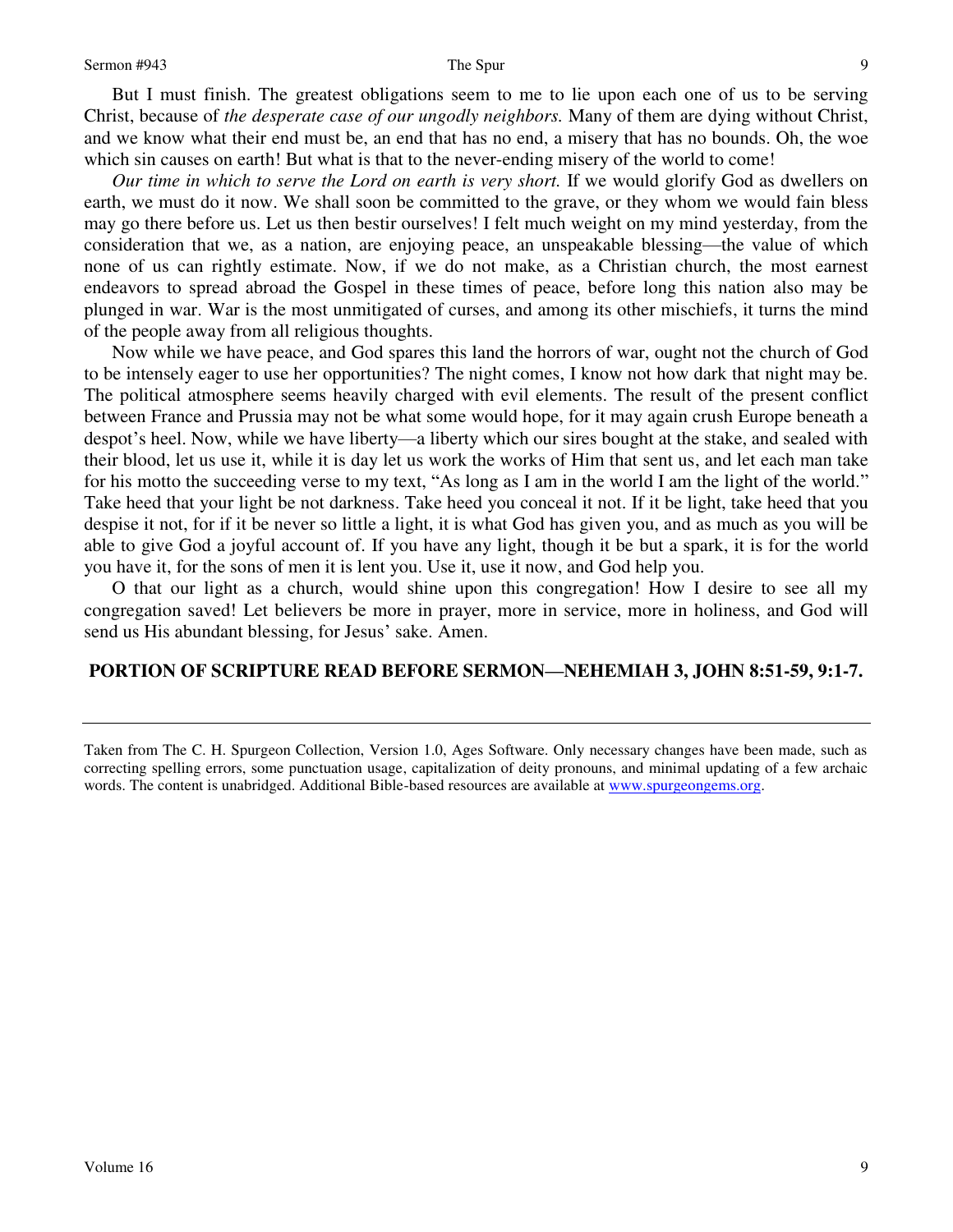But I must finish. The greatest obligations seem to me to lie upon each one of us to be serving Christ, because of *the desperate case of our ungodly neighbors.* Many of them are dying without Christ, and we know what their end must be, an end that has no end, a misery that has no bounds. Oh, the woe which sin causes on earth! But what is that to the never-ending misery of the world to come!

*Our time in which to serve the Lord on earth is very short.* If we would glorify God as dwellers on earth, we must do it now. We shall soon be committed to the grave, or they whom we would fain bless may go there before us. Let us then bestir ourselves! I felt much weight on my mind yesterday, from the consideration that we, as a nation, are enjoying peace, an unspeakable blessing—the value of which none of us can rightly estimate. Now, if we do not make, as a Christian church, the most earnest endeavors to spread abroad the Gospel in these times of peace, before long this nation also may be plunged in war. War is the most unmitigated of curses, and among its other mischiefs, it turns the mind of the people away from all religious thoughts.

Now while we have peace, and God spares this land the horrors of war, ought not the church of God to be intensely eager to use her opportunities? The night comes, I know not how dark that night may be. The political atmosphere seems heavily charged with evil elements. The result of the present conflict between France and Prussia may not be what some would hope, for it may again crush Europe beneath a despot's heel. Now, while we have liberty—a liberty which our sires bought at the stake, and sealed with their blood, let us use it, while it is day let us work the works of Him that sent us, and let each man take for his motto the succeeding verse to my text, "As long as I am in the world I am the light of the world." Take heed that your light be not darkness. Take heed you conceal it not. If it be light, take heed that you despise it not, for if it be never so little a light, it is what God has given you, and as much as you will be able to give God a joyful account of. If you have any light, though it be but a spark, it is for the world you have it, for the sons of men it is lent you. Use it, use it now, and God help you.

O that our light as a church, would shine upon this congregation! How I desire to see all my congregation saved! Let believers be more in prayer, more in service, more in holiness, and God will send us His abundant blessing, for Jesus' sake. Amen.

**PORTION OF SCRIPTURE READ BEFORE SERMON—NEHEMIAH 3, JOHN 8:51-59, 9:1-7.**

---

Taken from The C. H. Spurgeon Collection, Version 1.0, Ages Software. Only necessary changes have been made, such as correcting spelling errors, some punctuation usage, capitalization of deity pronouns, and minimal updating of a few archaic words. The content is unabridged. Additional Bible-based resources are available at www.spurgeongems.org.